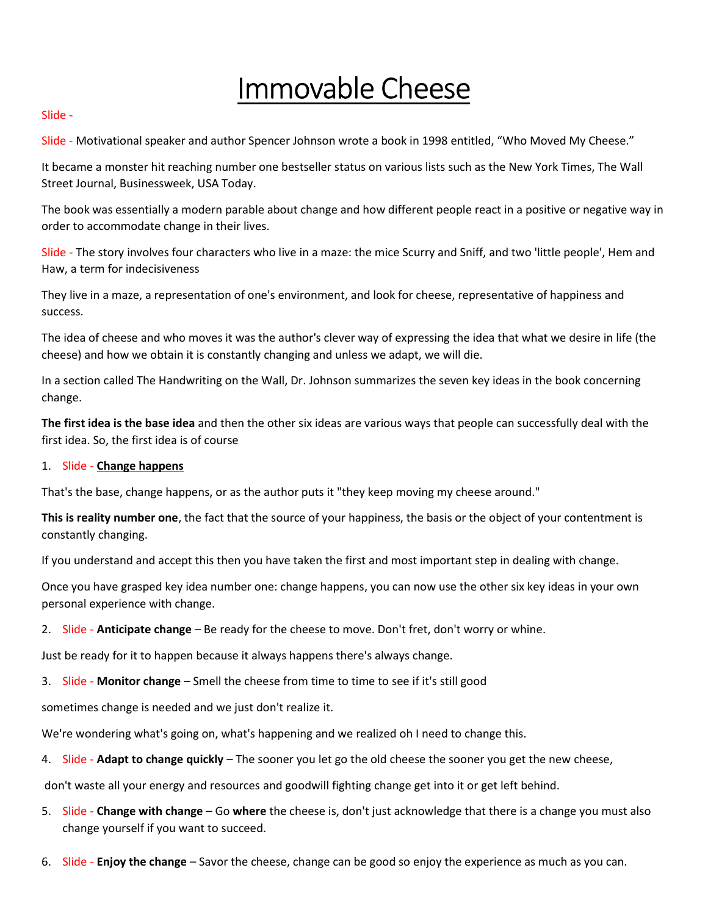# Immovable Cheese

Slide -

Slide - Motivational speaker and author Spencer Johnson wrote a book in 1998 entitled, "Who Moved My Cheese."

It became a monster hit reaching number one bestseller status on various lists such as the New York Times, The Wall Street Journal, Businessweek, USA Today.

The book was essentially a modern parable about change and how different people react in a positive or negative way in order to accommodate change in their lives.

Slide - The story involves four characters who live in a maze: the mice Scurry and Sniff, and two 'little people', Hem and Haw, a term for indecisiveness

They live in a maze, a representation of one's environment, and look for cheese, representative of happiness and success.

The idea of cheese and who moves it was the author's clever way of expressing the idea that what we desire in life (the cheese) and how we obtain it is constantly changing and unless we adapt, we will die.

In a section called The Handwriting on the Wall, Dr. Johnson summarizes the seven key ideas in the book concerning change.

**The first idea is the base idea** and then the other six ideas are various ways that people can successfully deal with the first idea. So, the first idea is of course

1. Slide - **<u>Change happens</u>**

That's the base, change happens, or as the author puts it "they keep moving my cheese around."

**This is reality number one**, the fact that the source of your happiness, the basis or the object of your contentment is constantly changing.

If you understand and accept this then you have taken the first and most important step in dealing with change.

Once you have grasped key idea number one: change happens, you can now use the other six key ideas in your own personal experience with change.

2. Slide - **Anticipate change** – Be ready for the cheese to move. Don't fret, don't worry or whine.

Just be ready for it to happen because it always happens there's always change.

3. Slide - **Monitor change** – Smell the cheese from time to time to see if it's still good

sometimes change is needed and we just don't realize it.

We're wondering what's going on, what's happening and we realized oh I need to change this.

4. Slide - **Adapt to change quickly** – The sooner you let go the old cheese the sooner you get the new cheese,

don't waste all your energy and resources and goodwill fighting change get into it or get left behind.

5. Slide - **Change with change** – Go **where** the cheese is, don't just acknowledge that there is a change you must also change yourself if you want to succeed.

6. Slide - **Enjoy the change** – Savor the cheese, change can be good so enjoy the experience as much as you can.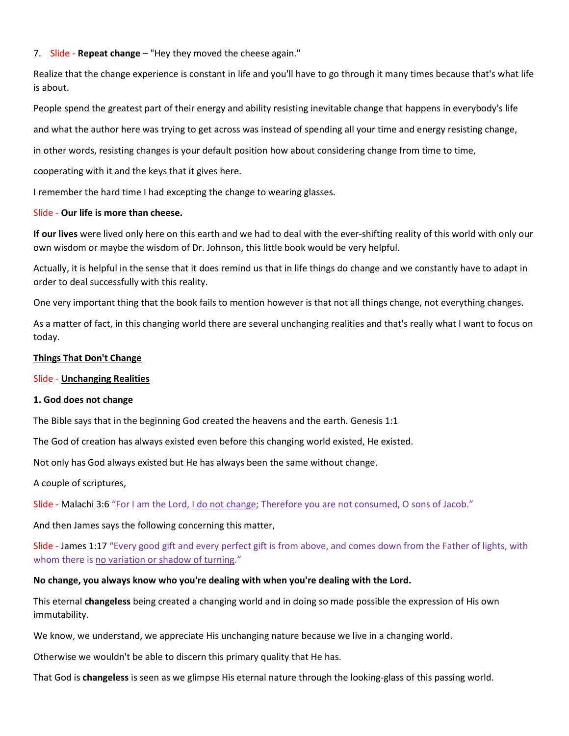7. Slide - **Repeat change** – "Hey they moved the cheese again."

Realize that the change experience is constant in life and you'll have to go through it many times because that's what life is about.

People spend the greatest part of their energy and ability resisting inevitable change that happens in everybody's life

and what the author here was trying to get across was instead of spending all your time and energy resisting change,

in other words, resisting changes is your default position how about considering change from time to time,

cooperating with it and the keys that it gives here.

I remember the hard time I had excepting the change to wearing glasses.

Slide - **Our life is more than cheese.**

**If our lives** were lived only here on this earth and we had to deal with the ever-shifting reality of this world with only our own wisdom or maybe the wisdom of Dr. Johnson, this little book would be very helpful.

Actually, it is helpful in the sense that it does remind us that in life things do change and we constantly have to adapt in order to deal successfully with this reality.

One very important thing that the book fails to mention however is that not all things change, not everything changes.

As a matter of fact, in this changing world there are several unchanging realities and that's really what I want to focus on today.

**<u>Things That Don't Change</u>**

Slide - **<u>Unchanging Realities</u>**

**1. God does not change**

The Bible says that in the beginning God created the heavens and the earth. Genesis 1:1

The God of creation has always existed even before this changing world existed, He existed.

Not only has God always existed but He has always been the same without change.

A couple of scriptures,

Slide - Malachi 3:6 "For I am the Lord, <u>I do not change</u>; Therefore you are not consumed, O sons of Jacob."

And then James says the following concerning this matter,

Slide - James 1:17 "Every good gift and every perfect gift is from above, and comes down from the Father of lights, with whom there is <u>no variation or shadow of turning</u>."

**No change, you always know who you're dealing with when you're dealing with the Lord.**

This eternal **changeless** being created a changing world and in doing so made possible the expression of His own immutability.

We know, we understand, we appreciate His unchanging nature because we live in a changing world.

Otherwise we wouldn't be able to discern this primary quality that He has.

That God is **changeless** is seen as we glimpse His eternal nature through the looking-glass of this passing world.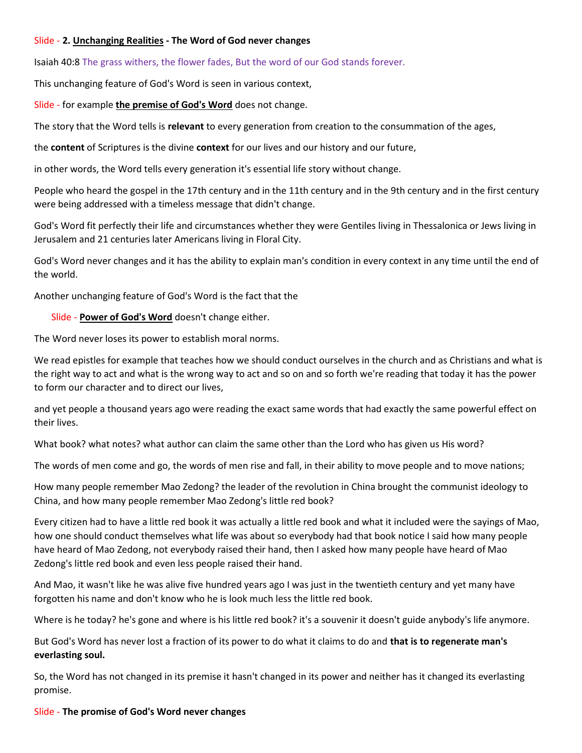Slide - **2. Unchanging Realities - The Word of God never changes**

Isaiah 40:8 The grass withers, the flower fades, But the word of our God stands forever.

This unchanging feature of God's Word is seen in various context,

Slide - for example **the premise of God's Word** does not change.

The story that the Word tells is **relevant** to every generation from creation to the consummation of the ages,

the **content** of Scriptures is the divine **context** for our lives and our history and our future,

in other words, the Word tells every generation it's essential life story without change.

People who heard the gospel in the 17th century and in the 11th century and in the 9th century and in the first century were being addressed with a timeless message that didn't change.

God's Word fit perfectly their life and circumstances whether they were Gentiles living in Thessalonica or Jews living in Jerusalem and 21 centuries later Americans living in Floral City.

God's Word never changes and it has the ability to explain man's condition in every context in any time until the end of the world.

Another unchanging feature of God's Word is the fact that the

Slide - **Power of God's Word** doesn't change either.

The Word never loses its power to establish moral norms.

We read epistles for example that teaches how we should conduct ourselves in the church and as Christians and what is the right way to act and what is the wrong way to act and so on and so forth we're reading that today it has the power to form our character and to direct our lives,

and yet people a thousand years ago were reading the exact same words that had exactly the same powerful effect on their lives.

What book? what notes? what author can claim the same other than the Lord who has given us His word?

The words of men come and go, the words of men rise and fall, in their ability to move people and to move nations;

How many people remember Mao Zedong? the leader of the revolution in China brought the communist ideology to China, and how many people remember Mao Zedong's little red book?

Every citizen had to have a little red book it was actually a little red book and what it included were the sayings of Mao, how one should conduct themselves what life was about so everybody had that book notice I said how many people have heard of Mao Zedong, not everybody raised their hand, then I asked how many people have heard of Mao Zedong's little red book and even less people raised their hand.

And Mao, it wasn't like he was alive five hundred years ago I was just in the twentieth century and yet many have forgotten his name and don't know who he is look much less the little red book.

Where is he today? he's gone and where is his little red book? it's a souvenir it doesn't guide anybody's life anymore.

But God's Word has never lost a fraction of its power to do what it claims to do and **that is to regenerate man's everlasting soul.**

So, the Word has not changed in its premise it hasn't changed in its power and neither has it changed its everlasting promise.

Slide - **The promise of God's Word never changes**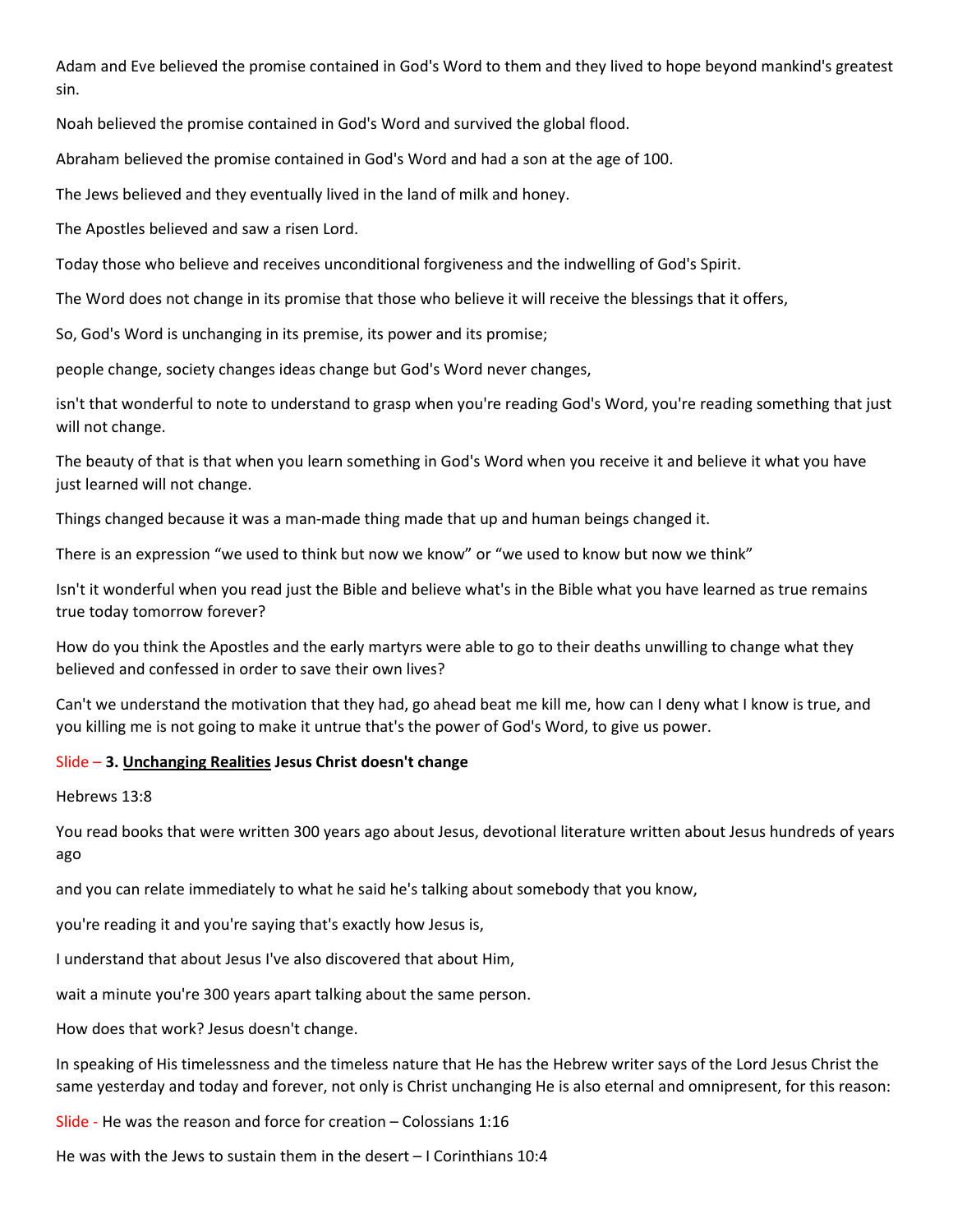Adam and Eve believed the promise contained in God's Word to them and they lived to hope beyond mankind's greatest sin.

Noah believed the promise contained in God's Word and survived the global flood.

Abraham believed the promise contained in God's Word and had a son at the age of 100.

The Jews believed and they eventually lived in the land of milk and honey.

The Apostles believed and saw a risen Lord.

Today those who believe and receives unconditional forgiveness and the indwelling of God's Spirit.

The Word does not change in its promise that those who believe it will receive the blessings that it offers,

So, God's Word is unchanging in its premise, its power and its promise;

people change, society changes ideas change but God's Word never changes,

isn't that wonderful to note to understand to grasp when you're reading God's Word, you're reading something that just will not change.

The beauty of that is that when you learn something in God's Word when you receive it and believe it what you have just learned will not change.

Things changed because it was a man-made thing made that up and human beings changed it.

There is an expression "we used to think but now we know" or "we used to know but now we think"

Isn't it wonderful when you read just the Bible and believe what's in the Bible what you have learned as true remains true today tomorrow forever?

How do you think the Apostles and the early martyrs were able to go to their deaths unwilling to change what they believed and confessed in order to save their own lives?

Can't we understand the motivation that they had, go ahead beat me kill me, how can I deny what I know is true, and you killing me is not going to make it untrue that's the power of God's Word, to give us power.

Slide – **3. <u>Unchanging Realities</u> Jesus Christ doesn't change**

Hebrews 13:8

You read books that were written 300 years ago about Jesus, devotional literature written about Jesus hundreds of years ago

and you can relate immediately to what he said he's talking about somebody that you know,

you're reading it and you're saying that's exactly how Jesus is,

I understand that about Jesus I've also discovered that about Him,

wait a minute you're 300 years apart talking about the same person.

How does that work? Jesus doesn't change.

In speaking of His timelessness and the timeless nature that He has the Hebrew writer says of the Lord Jesus Christ the same yesterday and today and forever, not only is Christ unchanging He is also eternal and omnipresent, for this reason:

Slide - He was the reason and force for creation – Colossians 1:16

He was with the Jews to sustain them in the desert – I Corinthians 10:4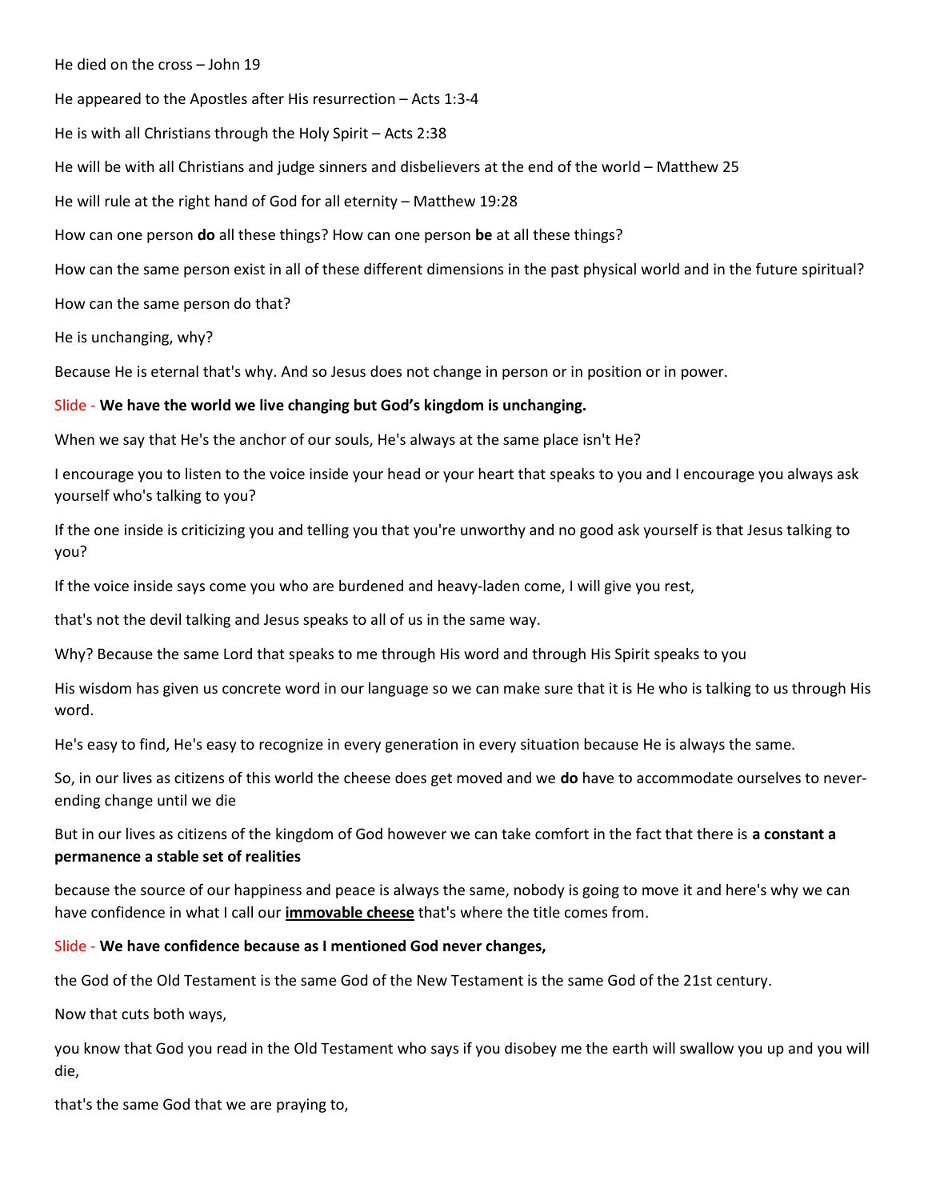He died on the cross – John 19

He appeared to the Apostles after His resurrection – Acts 1:3-4

He is with all Christians through the Holy Spirit – Acts 2:38

He will be with all Christians and judge sinners and disbelievers at the end of the world – Matthew 25

He will rule at the right hand of God for all eternity – Matthew 19:28

How can one person **do** all these things? How can one person **be** at all these things?

How can the same person exist in all of these different dimensions in the past physical world and in the future spiritual?

How can the same person do that?

He is unchanging, why?

Because He is eternal that's why. And so Jesus does not change in person or in position or in power.

Slide - **We have the world we live changing but God's kingdom is unchanging.**

When we say that He's the anchor of our souls, He's always at the same place isn't He?

I encourage you to listen to the voice inside your head or your heart that speaks to you and I encourage you always ask yourself who's talking to you?

If the one inside is criticizing you and telling you that you're unworthy and no good ask yourself is that Jesus talking to you?

If the voice inside says come you who are burdened and heavy-laden come, I will give you rest,

that's not the devil talking and Jesus speaks to all of us in the same way.

Why? Because the same Lord that speaks to me through His word and through His Spirit speaks to you

His wisdom has given us concrete word in our language so we can make sure that it is He who is talking to us through His word.

He's easy to find, He's easy to recognize in every generation in every situation because He is always the same.

So, in our lives as citizens of this world the cheese does get moved and we **do** have to accommodate ourselves to never-ending change until we die

But in our lives as citizens of the kingdom of God however we can take comfort in the fact that there is **a constant a permanence a stable set of realities**

because the source of our happiness and peace is always the same, nobody is going to move it and here's why we can have confidence in what I call our **immovable cheese** that's where the title comes from.

Slide - **We have confidence because as I mentioned God never changes,**

the God of the Old Testament is the same God of the New Testament is the same God of the 21st century.

Now that cuts both ways,

you know that God you read in the Old Testament who says if you disobey me the earth will swallow you up and you will die,

that's the same God that we are praying to,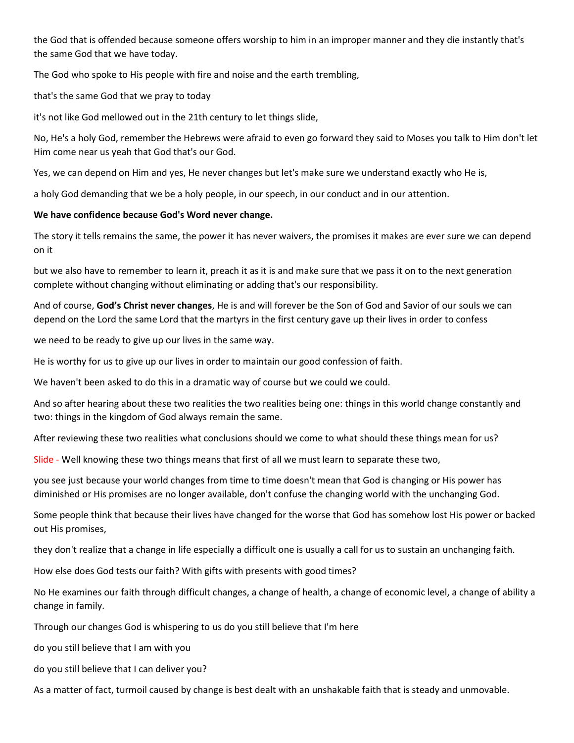the God that is offended because someone offers worship to him in an improper manner and they die instantly that's the same God that we have today.

The God who spoke to His people with fire and noise and the earth trembling,

that's the same God that we pray to today

it's not like God mellowed out in the 21th century to let things slide,

No, He's a holy God, remember the Hebrews were afraid to even go forward they said to Moses you talk to Him don't let Him come near us yeah that God that's our God.

Yes, we can depend on Him and yes, He never changes but let's make sure we understand exactly who He is,

a holy God demanding that we be a holy people, in our speech, in our conduct and in our attention.

**We have confidence because God's Word never change.**

The story it tells remains the same, the power it has never waivers, the promises it makes are ever sure we can depend on it

but we also have to remember to learn it, preach it as it is and make sure that we pass it on to the next generation complete without changing without eliminating or adding that's our responsibility.

And of course, **God's Christ never changes**, He is and will forever be the Son of God and Savior of our souls we can depend on the Lord the same Lord that the martyrs in the first century gave up their lives in order to confess

we need to be ready to give up our lives in the same way.

He is worthy for us to give up our lives in order to maintain our good confession of faith.

We haven't been asked to do this in a dramatic way of course but we could we could.

And so after hearing about these two realities the two realities being one: things in this world change constantly and two: things in the kingdom of God always remain the same.

After reviewing these two realities what conclusions should we come to what should these things mean for us?

Slide - Well knowing these two things means that first of all we must learn to separate these two,

you see just because your world changes from time to time doesn't mean that God is changing or His power has diminished or His promises are no longer available, don't confuse the changing world with the unchanging God.

Some people think that because their lives have changed for the worse that God has somehow lost His power or backed out His promises,

they don't realize that a change in life especially a difficult one is usually a call for us to sustain an unchanging faith.

How else does God tests our faith? With gifts with presents with good times?

No He examines our faith through difficult changes, a change of health, a change of economic level, a change of ability a change in family.

Through our changes God is whispering to us do you still believe that I'm here

do you still believe that I am with you

do you still believe that I can deliver you?

As a matter of fact, turmoil caused by change is best dealt with an unshakable faith that is steady and unmovable.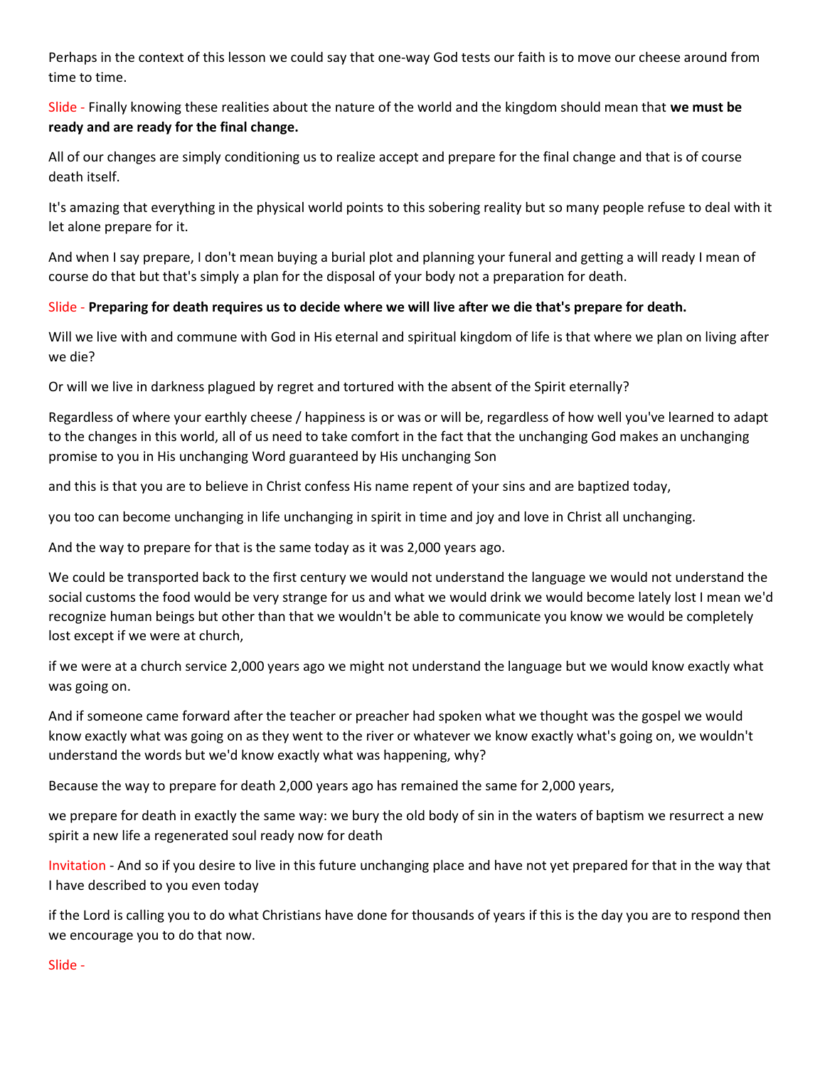Perhaps in the context of this lesson we could say that one-way God tests our faith is to move our cheese around from time to time.

Slide - Finally knowing these realities about the nature of the world and the kingdom should mean that **we must be ready and are ready for the final change.**

All of our changes are simply conditioning us to realize accept and prepare for the final change and that is of course death itself.

It's amazing that everything in the physical world points to this sobering reality but so many people refuse to deal with it let alone prepare for it.

And when I say prepare, I don't mean buying a burial plot and planning your funeral and getting a will ready I mean of course do that but that's simply a plan for the disposal of your body not a preparation for death.

Slide - **Preparing for death requires us to decide where we will live after we die that's prepare for death.**

Will we live with and commune with God in His eternal and spiritual kingdom of life is that where we plan on living after we die?

Or will we live in darkness plagued by regret and tortured with the absent of the Spirit eternally?

Regardless of where your earthly cheese / happiness is or was or will be, regardless of how well you've learned to adapt to the changes in this world, all of us need to take comfort in the fact that the unchanging God makes an unchanging promise to you in His unchanging Word guaranteed by His unchanging Son

and this is that you are to believe in Christ confess His name repent of your sins and are baptized today,

you too can become unchanging in life unchanging in spirit in time and joy and love in Christ all unchanging.

And the way to prepare for that is the same today as it was 2,000 years ago.

We could be transported back to the first century we would not understand the language we would not understand the social customs the food would be very strange for us and what we would drink we would become lately lost I mean we'd recognize human beings but other than that we wouldn't be able to communicate you know we would be completely lost except if we were at church,

if we were at a church service 2,000 years ago we might not understand the language but we would know exactly what was going on.

And if someone came forward after the teacher or preacher had spoken what we thought was the gospel we would know exactly what was going on as they went to the river or whatever we know exactly what's going on, we wouldn't understand the words but we'd know exactly what was happening, why?

Because the way to prepare for death 2,000 years ago has remained the same for 2,000 years,

we prepare for death in exactly the same way: we bury the old body of sin in the waters of baptism we resurrect a new spirit a new life a regenerated soul ready now for death

Invitation - And so if you desire to live in this future unchanging place and have not yet prepared for that in the way that I have described to you even today

if the Lord is calling you to do what Christians have done for thousands of years if this is the day you are to respond then we encourage you to do that now.

Slide -